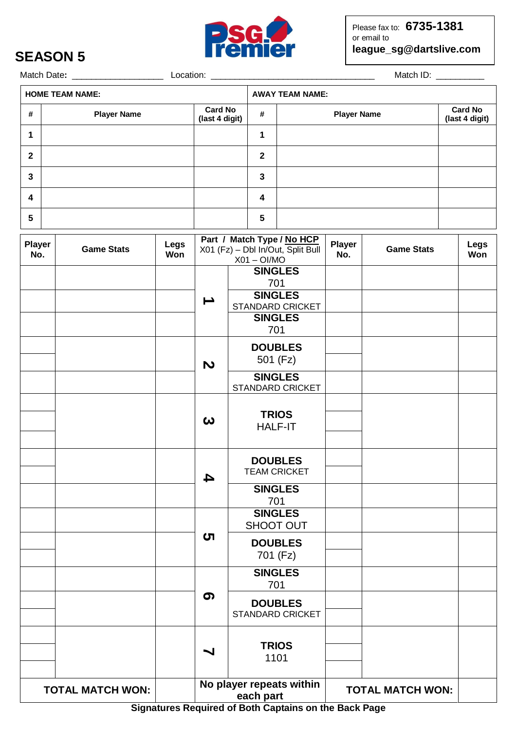# SEASON 5

PSG Premier

Please fax to: **6735-1381**
or email to
**league_sg@dartslive.com**

Match Date: __________________ Location: _________________________________ Match ID: __________

| **HOME TEAM NAME:** | | | **AWAY TEAM NAME:** | | |
|---|---|---|---|---|---|
| **#** | **Player Name** | **Card No (last 4 digit)** | **#** | **Player Name** | **Card No (last 4 digit)** |
| **1** | | | **1** | | |
| **2** | | | **2** | | |
| **3** | | | **3** | | |
| **4** | | | **4** | | |
| **5** | | | **5** | | |

| **Player No.** | **Game Stats** | **Legs Won** | **Part / Match Type / No HCP** X01 (Fz) – Dbl In/Out, Split Bull X01 – OI/MO | | **Player No.** | **Game Stats** | **Legs Won** |
|---|---|---|---|---|---|---|---|
| | | | **1** | **SINGLES** 701 | | | |
| | | | | **SINGLES** STANDARD CRICKET | | | |
| | | | | **SINGLES** 701 | | | |
| | | | **2** | **DOUBLES** 501 (Fz) | | | |
| | | | | **SINGLES** STANDARD CRICKET | | | |
| | | | **3** | **TRIOS** HALF-IT | | | |
| | | | **4** | **DOUBLES** TEAM CRICKET | | | |
| | | | | **SINGLES** 701 | | | |
| | | | **5** | **SINGLES** SHOOT OUT | | | |
| | | | | **DOUBLES** 701 (Fz) | | | |
| | | | **6** | **SINGLES** 701 | | | |
| | | | | **DOUBLES** STANDARD CRICKET | | | |
| | | | **7** | **TRIOS** 1101 | | | |
| **TOTAL MATCH WON:** | | | **No player repeats within each part** | | **TOTAL MATCH WON:** | | |

**Signatures Required of Both Captains on the Back Page**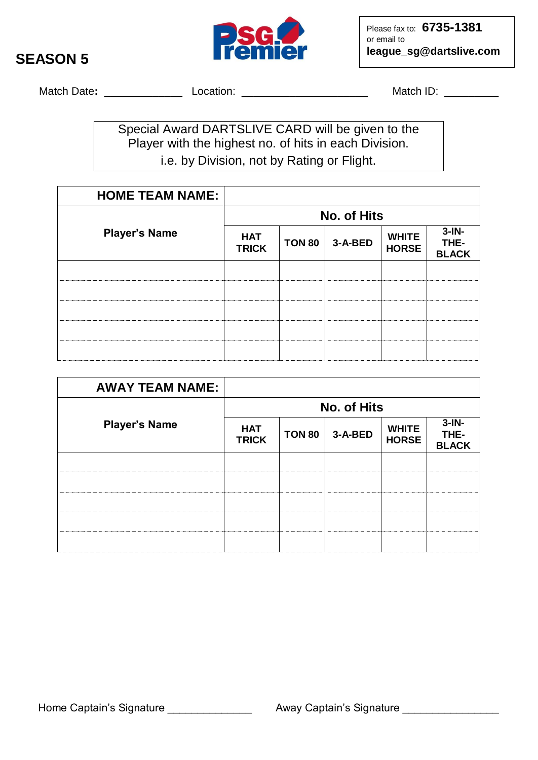## SEASON 5

PSG Premier

Please fax to: **6735-1381**
or email to
**league_sg@dartslive.com**

Match Date: _____________ Location: _____________________ Match ID: _________

Special Award DARTSLIVE CARD will be given to the Player with the highest no. of hits in each Division.
i.e. by Division, not by Rating or Flight.

| **HOME TEAM NAME:** | | | | | |
|---|---|---|---|---|---|
| **Player's Name** | **No. of Hits** | | | | |
| | **HAT TRICK** | **TON 80** | **3-A-BED** | **WHITE HORSE** | **3-IN-THE-BLACK** |
| | | | | | |
| | | | | | |
| | | | | | |
| | | | | | |
| | | | | | |

| **AWAY TEAM NAME:** | | | | | |
|---|---|---|---|---|---|
| **Player's Name** | **No. of Hits** | | | | |
| | **HAT TRICK** | **TON 80** | **3-A-BED** | **WHITE HORSE** | **3-IN-THE-BLACK** |
| | | | | | |
| | | | | | |
| | | | | | |
| | | | | | |
| | | | | | |

Home Captain's Signature ______________ Away Captain's Signature ________________